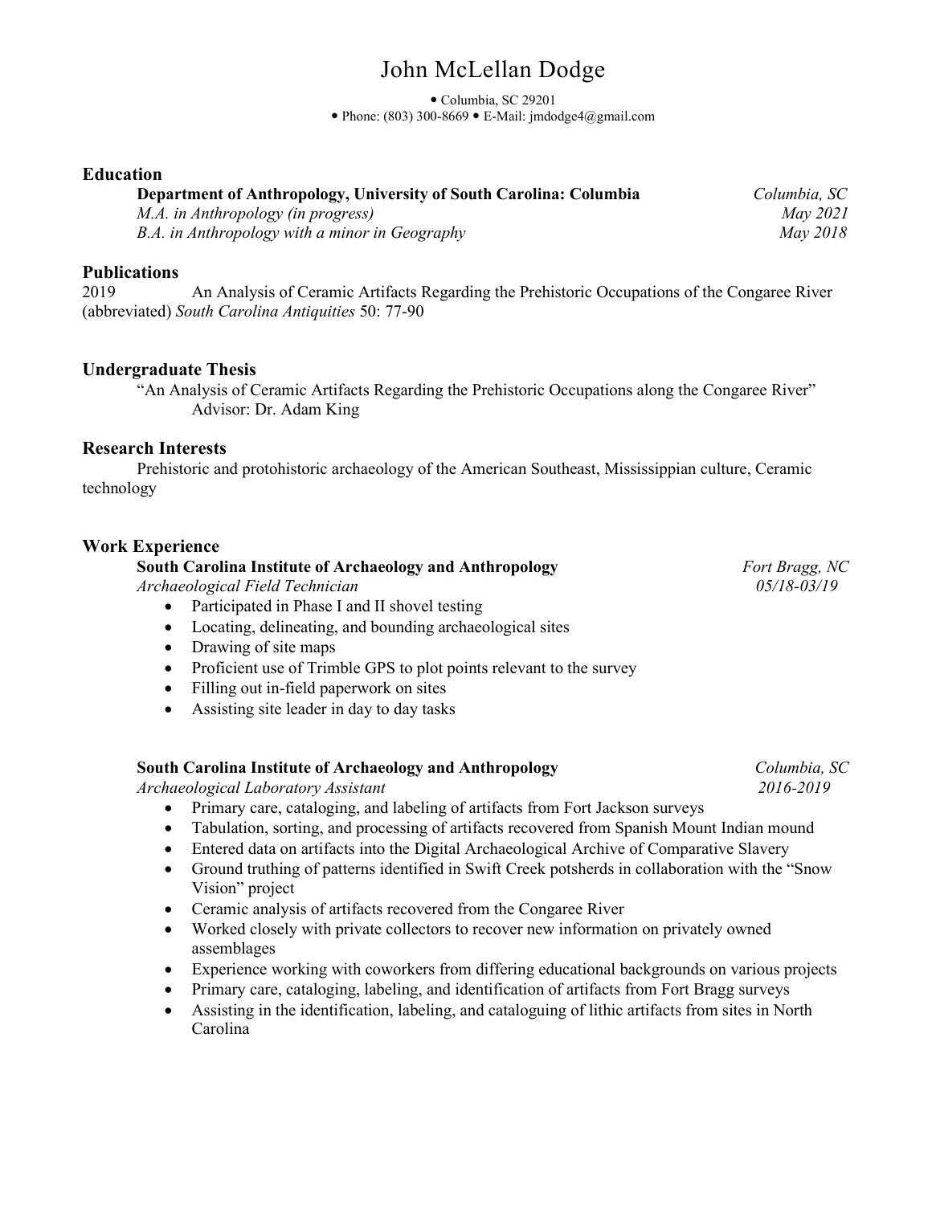# John McLellan Dodge

• Columbia, SC 29201
• Phone: (803) 300-8669 • E-Mail: jmdodge4@gmail.com

## Education

**Department of Anthropology, University of South Carolina: Columbia** — *Columbia, SC*
*M.A. in Anthropology (in progress)* — *May 2021*
*B.A. in Anthropology with a minor in Geography* — *May 2018*

## Publications

2019 An Analysis of Ceramic Artifacts Regarding the Prehistoric Occupations of the Congaree River (abbreviated) *South Carolina Antiquities* 50: 77-90

## Undergraduate Thesis

"An Analysis of Ceramic Artifacts Regarding the Prehistoric Occupations along the Congaree River"
Advisor: Dr. Adam King

## Research Interests

Prehistoric and protohistoric archaeology of the American Southeast, Mississippian culture, Ceramic technology

## Work Experience

**South Carolina Institute of Archaeology and Anthropology** — *Fort Bragg, NC*
*Archaeological Field Technician* — *05/18-03/19*

- Participated in Phase I and II shovel testing
- Locating, delineating, and bounding archaeological sites
- Drawing of site maps
- Proficient use of Trimble GPS to plot points relevant to the survey
- Filling out in-field paperwork on sites
- Assisting site leader in day to day tasks

**South Carolina Institute of Archaeology and Anthropology** — *Columbia, SC*
*Archaeological Laboratory Assistant* — *2016-2019*

- Primary care, cataloging, and labeling of artifacts from Fort Jackson surveys
- Tabulation, sorting, and processing of artifacts recovered from Spanish Mount Indian mound
- Entered data on artifacts into the Digital Archaeological Archive of Comparative Slavery
- Ground truthing of patterns identified in Swift Creek potsherds in collaboration with the "Snow Vision" project
- Ceramic analysis of artifacts recovered from the Congaree River
- Worked closely with private collectors to recover new information on privately owned assemblages
- Experience working with coworkers from differing educational backgrounds on various projects
- Primary care, cataloging, labeling, and identification of artifacts from Fort Bragg surveys
- Assisting in the identification, labeling, and cataloguing of lithic artifacts from sites in North Carolina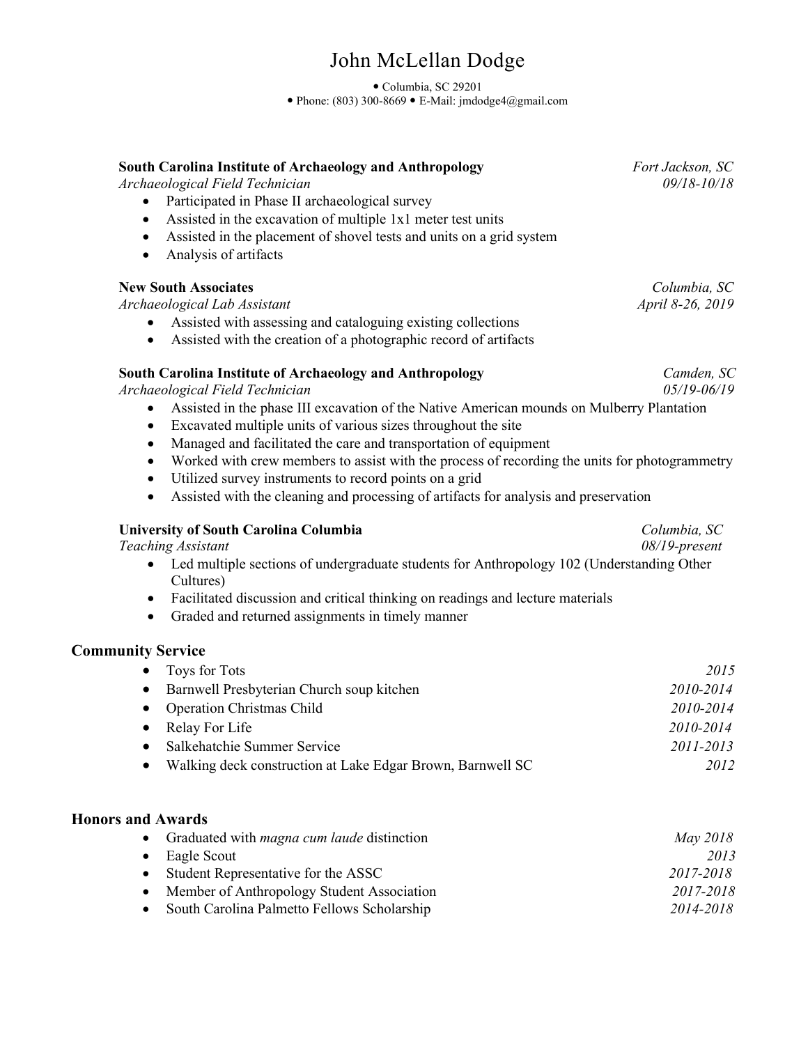# John McLellan Dodge

• Columbia, SC 29201
• Phone: (803) 300-8669 • E-Mail: jmdodge4@gmail.com

**South Carolina Institute of Archaeology and Anthropology** — *Fort Jackson, SC*
*Archaeological Field Technician* — *09/18-10/18*

- Participated in Phase II archaeological survey
- Assisted in the excavation of multiple 1x1 meter test units
- Assisted in the placement of shovel tests and units on a grid system
- Analysis of artifacts

**New South Associates** — *Columbia, SC*
*Archaeological Lab Assistant* — *April 8-26, 2019*

- Assisted with assessing and cataloguing existing collections
- Assisted with the creation of a photographic record of artifacts

**South Carolina Institute of Archaeology and Anthropology** — *Camden, SC*
*Archaeological Field Technician* — *05/19-06/19*

- Assisted in the phase III excavation of the Native American mounds on Mulberry Plantation
- Excavated multiple units of various sizes throughout the site
- Managed and facilitated the care and transportation of equipment
- Worked with crew members to assist with the process of recording the units for photogrammetry
- Utilized survey instruments to record points on a grid
- Assisted with the cleaning and processing of artifacts for analysis and preservation

**University of South Carolina Columbia** — *Columbia, SC*
*Teaching Assistant* — *08/19-present*

- Led multiple sections of undergraduate students for Anthropology 102 (Understanding Other Cultures)
- Facilitated discussion and critical thinking on readings and lecture materials
- Graded and returned assignments in timely manner

## Community Service

- Toys for Tots — *2015*
- Barnwell Presbyterian Church soup kitchen — *2010-2014*
- Operation Christmas Child — *2010-2014*
- Relay For Life — *2010-2014*
- Salkehatchie Summer Service — *2011-2013*
- Walking deck construction at Lake Edgar Brown, Barnwell SC — *2012*

## Honors and Awards

- Graduated with *magna cum laude* distinction — *May 2018*
- Eagle Scout — *2013*
- Student Representative for the ASSC — *2017-2018*
- Member of Anthropology Student Association — *2017-2018*
- South Carolina Palmetto Fellows Scholarship — *2014-2018*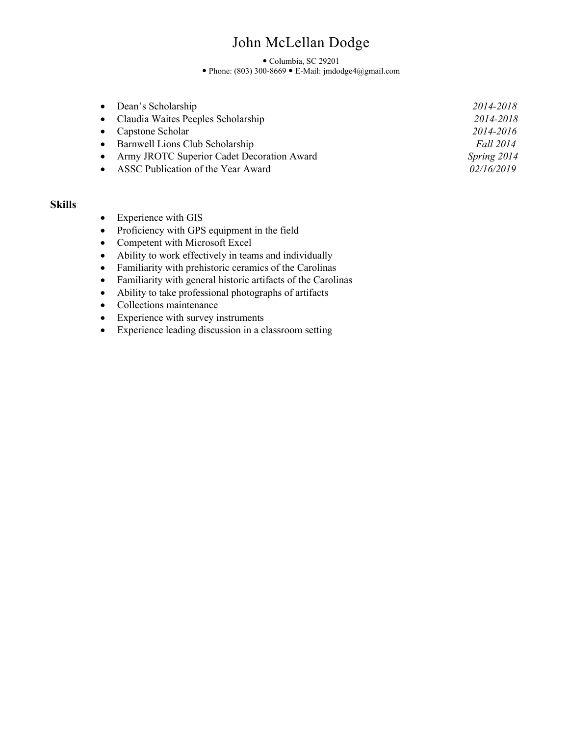# John McLellan Dodge

• Columbia, SC 29201
• Phone: (803) 300-8669 • E-Mail: jmdodge4@gmail.com

- Dean's Scholarship *2014-2018*
- Claudia Waites Peeples Scholarship *2014-2018*
- Capstone Scholar *2014-2016*
- Barnwell Lions Club Scholarship *Fall 2014*
- Army JROTC Superior Cadet Decoration Award *Spring 2014*
- ASSC Publication of the Year Award *02/16/2019*

**Skills**

- Experience with GIS
- Proficiency with GPS equipment in the field
- Competent with Microsoft Excel
- Ability to work effectively in teams and individually
- Familiarity with prehistoric ceramics of the Carolinas
- Familiarity with general historic artifacts of the Carolinas
- Ability to take professional photographs of artifacts
- Collections maintenance
- Experience with survey instruments
- Experience leading discussion in a classroom setting